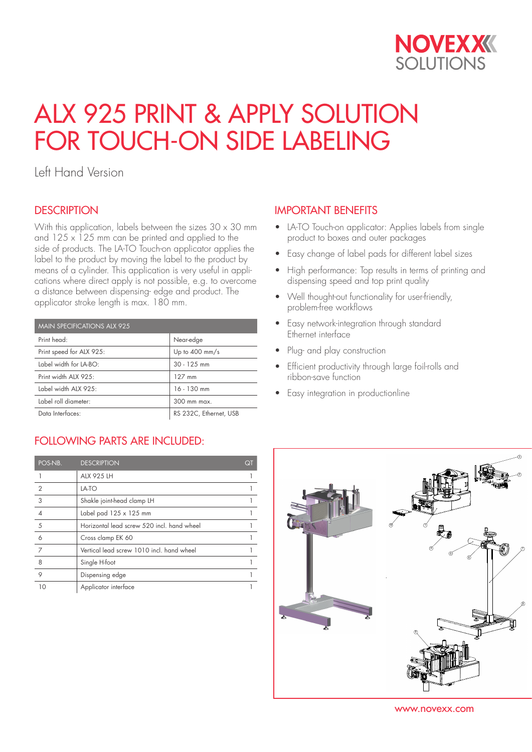NOVEXX SOLUTIONS

# ALX 925 PRINT & APPLY SOLUTION FOR TOUCH-ON SIDE LABELING

Left Hand Version

## DESCRIPTION

With this application, labels between the sizes 30 x 30 mm and 125 x 125 mm can be printed and applied to the side of products. The LA-TO Touch-on applicator applies the label to the product by moving the label to the product by means of a cylinder. This application is very useful in applications where direct apply is not possible, e.g. to overcome a distance between dispensing- edge and product. The applicator stroke length is max. 180 mm.

| MAIN SPECIFICATIONS ALX 925 | |
|---|---|
| Print head: | Near-edge |
| Print speed for ALX 925: | Up to 400 mm/s |
| Label width for LA-BO: | 30 - 125 mm |
| Print width ALX 925: | 127 mm |
| Label width ALX 925: | 16 - 130 mm |
| Label roll diameter: | 300 mm max. |
| Data Interfaces: | RS 232C, Ethernet, USB |

## IMPORTANT BENEFITS

- LA-TO Touch-on applicator: Applies labels from single product to boxes and outer packages
- Easy change of label pads for different label sizes
- High performance: Top results in terms of printing and dispensing speed and top print quality
- Well thought-out functionality for user-friendly, problem-free workflows
- Easy network-integration through standard Ethernet interface
- Plug- and play construction
- Efficient productivity through large foil-rolls and ribbon-save function
- Easy integration in productionline

## FOLLOWING PARTS ARE INCLUDED:

| POS-NB. | DESCRIPTION | QT |
|---|---|---|
| 1 | ALX 925 LH | 1 |
| 2 | LA-TO | 1 |
| 3 | Shakle joint-head clamp LH | 1 |
| 4 | Label pad 125 x 125 mm | 1 |
| 5 | Horizontal lead screw 520 incl. hand wheel | 1 |
| 6 | Cross clamp EK 60 | 1 |
| 7 | Vertical lead screw 1010 incl. hand wheel | 1 |
| 8 | Single H-foot | 1 |
| 9 | Dispensing edge | 1 |
| 10 | Applicator interface | 1 |

www.novexx.com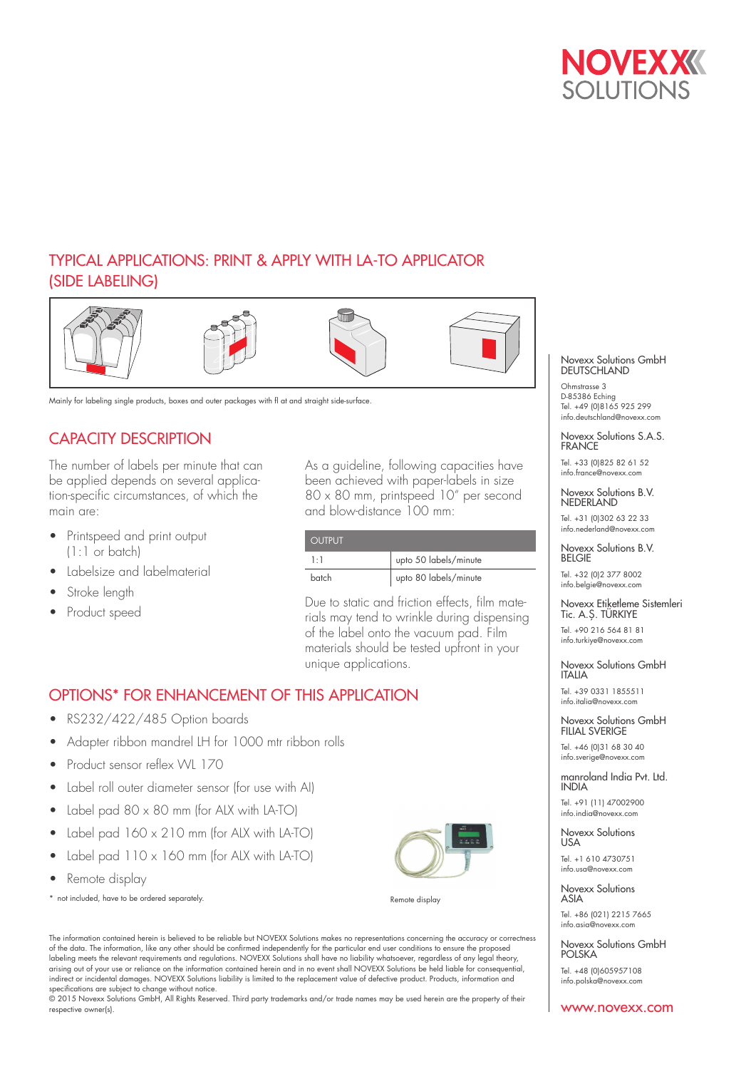# TYPICAL APPLICATIONS: PRINT & APPLY WITH LA-TO APPLICATOR (SIDE LABELING)

Mainly for labeling single products, boxes and outer packages with fl at and straight side-surface.

## CAPACITY DESCRIPTION

The number of labels per minute that can be applied depends on several application-specific circumstances, of which the main are:

- Printspeed and print output (1:1 or batch)
- Labelsize and labelmaterial
- Stroke length
- Product speed

As a guideline, following capacities have been achieved with paper-labels in size 80 x 80 mm, printspeed 10" per second and blow-distance 100 mm:

| OUTPUT | |
|---|---|
| 1:1 | upto 50 labels/minute |
| batch | upto 80 labels/minute |

Due to static and friction effects, film materials may tend to wrinkle during dispensing of the label onto the vacuum pad. Film materials should be tested upfront in your unique applications.

## OPTIONS* FOR ENHANCEMENT OF THIS APPLICATION

- RS232/422/485 Option boards
- Adapter ribbon mandrel LH for 1000 mtr ribbon rolls
- Product sensor reflex WL 170
- Label roll outer diameter sensor (for use with AI)
- Label pad 80 x 80 mm (for ALX with LA-TO)
- Label pad 160 x 210 mm (for ALX with LA-TO)
- Label pad 110 x 160 mm (for ALX with LA-TO)
- Remote display

\* not included, have to be ordered separately.

Remote display

The information contained herein is believed to be reliable but NOVEXX Solutions makes no representations concerning the accuracy or correctness of the data. The information, like any other should be confirmed independently for the particular end user conditions to ensure the proposed labeling meets the relevant requirements and regulations. NOVEXX Solutions shall have no liability whatsoever, regardless of any legal theory, arising out of your use or reliance on the information contained herein and in no event shall NOVEXX Solutions be held liable for consequential, indirect or incidental damages. NOVEXX Solutions liability is limited to the replacement value of defective product. Products, information and specifications are subject to change without notice.
© 2015 Novexx Solutions GmbH, All Rights Reserved. Third party trademarks and/or trade names may be used herein are the property of their respective owner(s).

Novexx Solutions GmbH
DEUTSCHLAND
Ohmstrasse 3
D-85386 Eching
Tel. +49 (0)8165 925 299
info.deutschland@novexx.com

Novexx Solutions S.A.S.
FRANCE
Tel. +33 (0)825 82 61 52
info.france@novexx.com

Novexx Solutions B.V.
NEDERLAND
Tel. +31 (0)302 63 22 33
info.nederland@novexx.com

Novexx Solutions B.V.
BELGIE
Tel. +32 (0)2 377 8002
info.belgie@novexx.com

Novexx Etiketleme Sistemleri Tic. A.Ş. TÜRKIYE
Tel. +90 216 564 81 81
info.turkiye@novexx.com

Novexx Solutions GmbH
ITALIA
Tel. +39 0331 1855511
info.italia@novexx.com

Novexx Solutions GmbH
FILIAL SVERIGE
Tel. +46 (0)31 68 30 40
info.sverige@novexx.com

manroland India Pvt. Ltd.
INDIA
Tel. +91 (11) 47002900
info.india@novexx.com

Novexx Solutions
USA
Tel. +1 610 4730751
info.usa@novexx.com

Novexx Solutions
ASIA
Tel. +86 (021) 2215 7665
info.asia@novexx.com

Novexx Solutions GmbH
POLSKA
Tel. +48 (0)605957108
info.polska@novexx.com

www.novexx.com